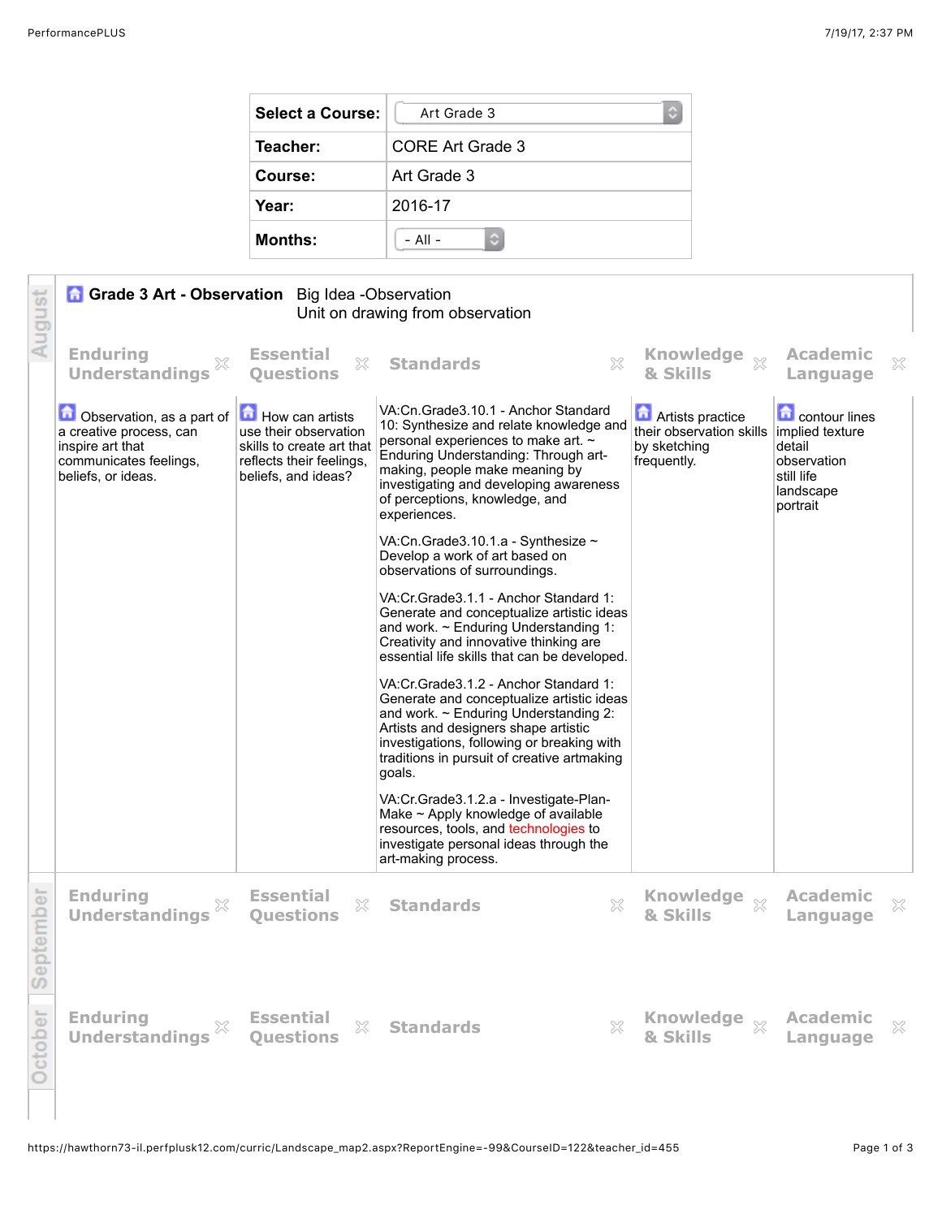| Select a Course: | Art Grade 3 |
|---|---|
| Teacher: | CORE Art Grade 3 |
| Course: | Art Grade 3 |
| Year: | 2016-17 |
| Months: | - All - |

## August

**Grade 3 Art - Observation** Big Idea -Observation
Unit on drawing from observation

| Enduring Understandings | Essential Questions | Standards | Knowledge & Skills | Academic Language |
|---|---|---|---|---|
| Observation, as a part of a creative process, can inspire art that communicates feelings, beliefs, or ideas. | How can artists use their observation skills to create art that reflects their feelings, beliefs, and ideas? | VA:Cn.Grade3.10.1 - Anchor Standard 10: Synthesize and relate knowledge and personal experiences to make art. ~ Enduring Understanding: Through art-making, people make meaning by investigating and developing awareness of perceptions, knowledge, and experiences.<br><br>VA:Cn.Grade3.10.1.a - Synthesize ~ Develop a work of art based on observations of surroundings.<br><br>VA:Cr.Grade3.1.1 - Anchor Standard 1: Generate and conceptualize artistic ideas and work. ~ Enduring Understanding 1: Creativity and innovative thinking are essential life skills that can be developed.<br><br>VA:Cr.Grade3.1.2 - Anchor Standard 1: Generate and conceptualize artistic ideas and work. ~ Enduring Understanding 2: Artists and designers shape artistic investigations, following or breaking with traditions in pursuit of creative artmaking goals.<br><br>VA:Cr.Grade3.1.2.a - Investigate-Plan-Make ~ Apply knowledge of available resources, tools, and technologies to investigate personal ideas through the art-making process. | Artists practice their observation skills by sketching frequently. | contour lines<br>implied texture<br>detail<br>observation<br>still life<br>landscape<br>portrait |

## September

| Enduring Understandings | Essential Questions | Standards | Knowledge & Skills | Academic Language |
|---|---|---|---|---|

## October

| Enduring Understandings | Essential Questions | Standards | Knowledge & Skills | Academic Language |
|---|---|---|---|---|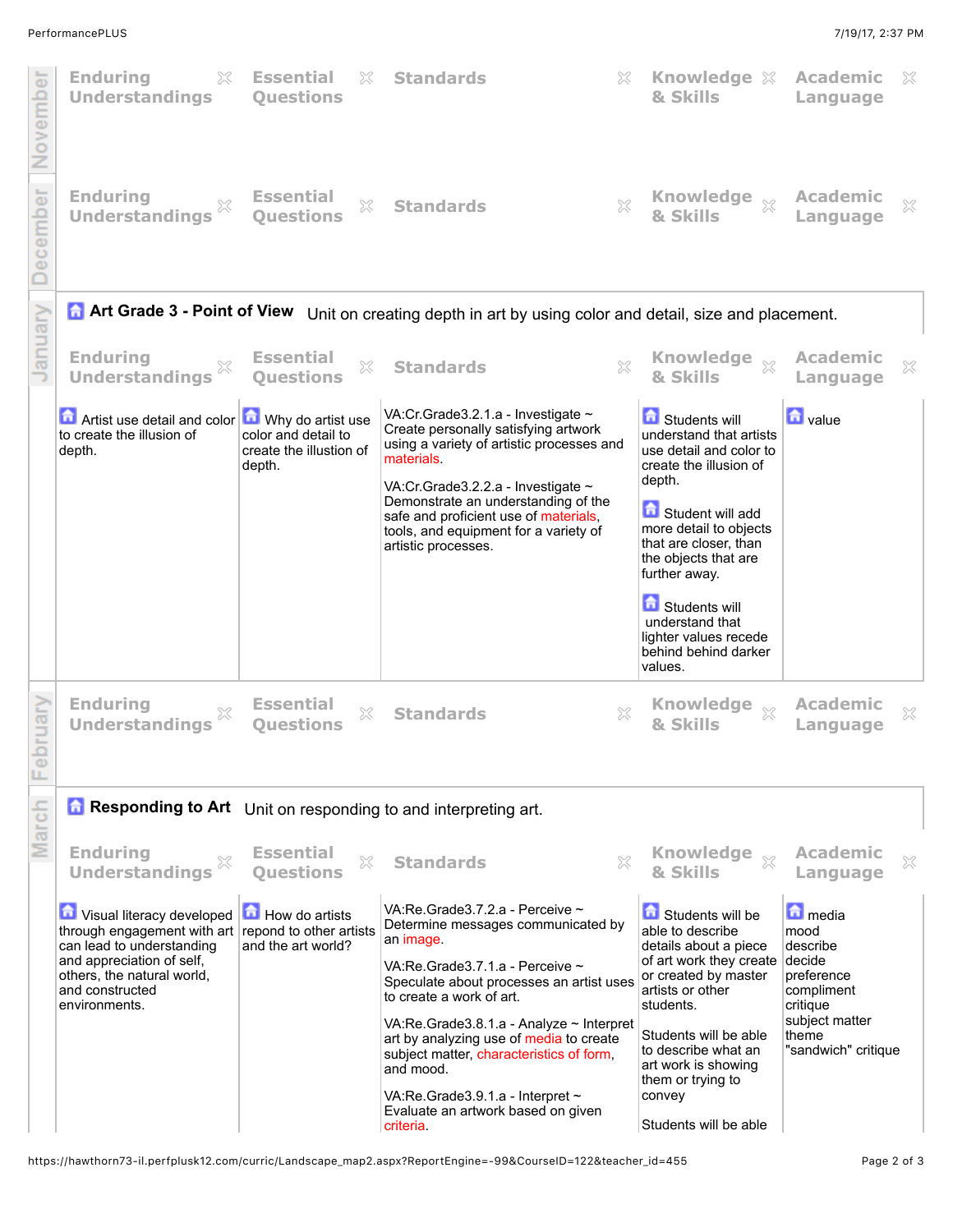## November

| Enduring Understandings | Essential Questions | Standards | Knowledge & Skills | Academic Language |
|---|---|---|---|---|

## December

| Enduring Understandings | Essential Questions | Standards | Knowledge & Skills | Academic Language |
|---|---|---|---|---|

## January

### Art Grade 3 - Point of View

Unit on creating depth in art by using color and detail, size and placement.

| Enduring Understandings | Essential Questions | Standards | Knowledge & Skills | Academic Language |
|---|---|---|---|---|
| Artist use detail and color to create the illusion of depth. | Why do artist use color and detail to create the illusion of depth. | VA:Cr.Grade3.2.1.a - Investigate ~ Create personally satisfying artwork using a variety of artistic processes and materials.<br><br>VA:Cr.Grade3.2.2.a - Investigate ~ Demonstrate an understanding of the safe and proficient use of materials, tools, and equipment for a variety of artistic processes. | Students will understand that artists use detail and color to create the illusion of depth.<br><br>Student will add more detail to objects that are closer, than the objects that are further away.<br><br>Students will understand that lighter values recede behind behind darker values. | value |

## February

| Enduring Understandings | Essential Questions | Standards | Knowledge & Skills | Academic Language |
|---|---|---|---|---|

## March

### Responding to Art

Unit on responding to and interpreting art.

| Enduring Understandings | Essential Questions | Standards | Knowledge & Skills | Academic Language |
|---|---|---|---|---|
| Visual literacy developed through engagement with art can lead to understanding and appreciation of self, others, the natural world, and constructed environments. | How do artists repond to other artists and the art world? | VA:Re.Grade3.7.2.a - Perceive ~ Determine messages communicated by an image.<br><br>VA:Re.Grade3.7.1.a - Perceive ~ Speculate about processes an artist uses to create a work of art.<br><br>VA:Re.Grade3.8.1.a - Analyze ~ Interpret art by analyzing use of media to create subject matter, characteristics of form, and mood.<br><br>VA:Re.Grade3.9.1.a - Interpret ~ Evaluate an artwork based on given criteria. | Students will be able to describe details about a piece of art work they create or created by master artists or other students.<br><br>Students will be able to describe what an art work is showing them or trying to convey<br><br>Students will be able | media<br>mood<br>describe<br>decide<br>preference<br>compliment<br>critique<br>subject matter<br>theme<br>"sandwich" critique |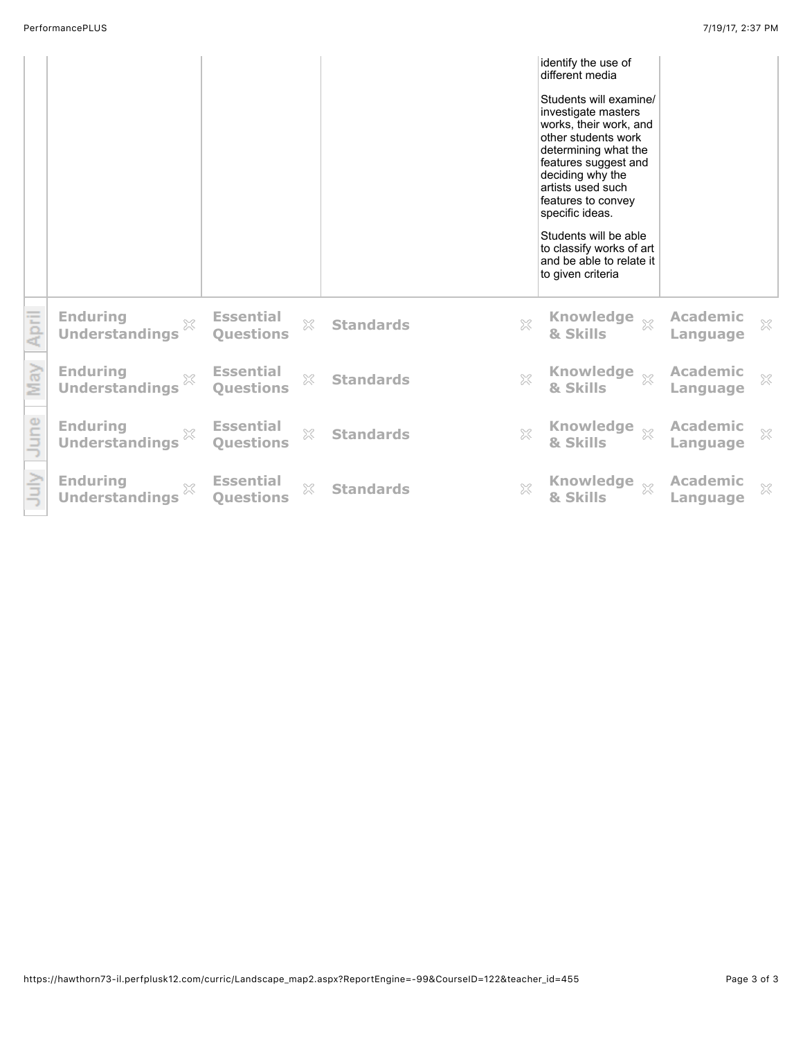| | | | | | |
|---|---|---|---|---|---|
| | | | | identify the use of different media<br><br>Students will examine/ investigate masters works, their work, and other students work determining what the features suggest and deciding why the artists used such features to convey specific ideas.<br><br>Students will be able to classify works of art and be able to relate it to given criteria | |
| April | Enduring Understandings | Essential Questions | Standards | Knowledge & Skills | Academic Language |
| May | Enduring Understandings | Essential Questions | Standards | Knowledge & Skills | Academic Language |
| June | Enduring Understandings | Essential Questions | Standards | Knowledge & Skills | Academic Language |
| July | Enduring Understandings | Essential Questions | Standards | Knowledge & Skills | Academic Language |